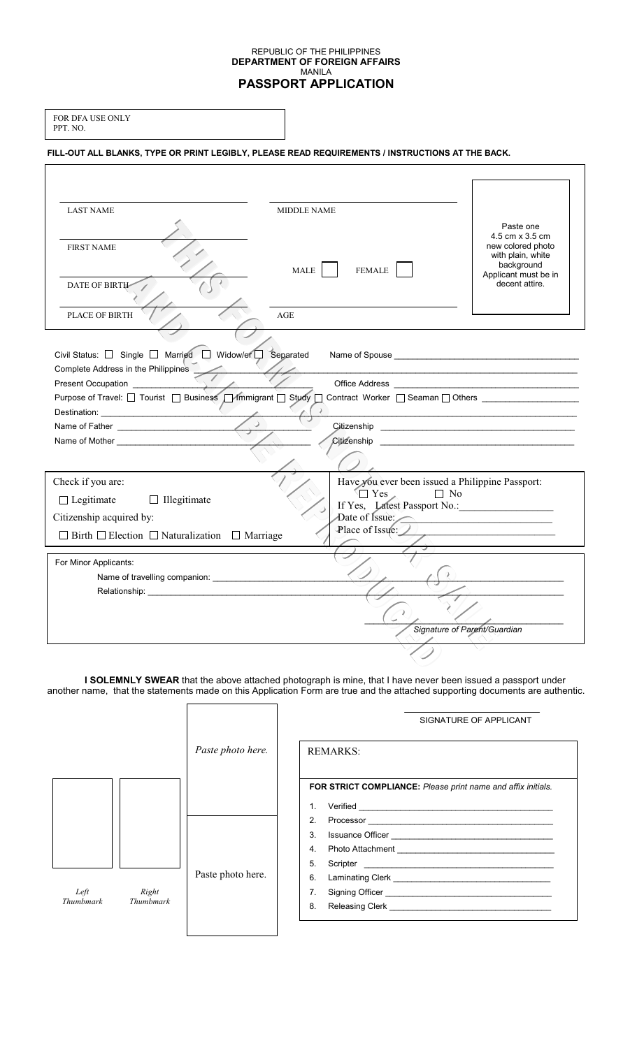REPUBLIC OF THE PHILIPPINES
**DEPARTMENT OF FOREIGN AFFAIRS**
MANILA

# PASSPORT APPLICATION

FOR DFA USE ONLY
PPT. NO.

**FILL-OUT ALL BLANKS, TYPE OR PRINT LEGIBLY, PLEASE READ REQUIREMENTS / INSTRUCTIONS AT THE BACK.**

THIS FORM IS NOT FOR SALE AND CAN BE REPRODUCED

LAST NAME ______________________ MIDDLE NAME ______________________

FIRST NAME ______________________ MALE ☐ FEMALE ☐

DATE OF BIRTH ______________________

PLACE OF BIRTH ______________________ AGE ______________________

Paste one 4.5 cm x 3.5 cm new colored photo with plain, white background. Applicant must be in decent attire.

Civil Status: ☐ Single ☐ Married ☐ Widow/er ☐ Separated Name of Spouse ______________________

Complete Address in the Philippines ______________________

Present Occupation ______________________ Office Address ______________________

Purpose of Travel: ☐ Tourist ☐ Business ☐ Immigrant ☐ Study ☐ Contract Worker ☐ Seaman ☐ Others ______________________

Destination: ______________________

Name of Father ______________________ Citizenship ______________________

Name of Mother ______________________ Citizenship ______________________

Check if you are:
☐ Legitimate ☐ Illegitimate

Citizenship acquired by:
☐ Birth ☐ Election ☐ Naturalization ☐ Marriage

Have you ever been issued a Philippine Passport:
☐ Yes ☐ No
If Yes, Latest Passport No.: ______________________
Date of Issue: ______________________
Place of Issue: ______________________

For Minor Applicants:
Name of travelling companion: ______________________
Relationship: ______________________

______________________
*Signature of Parent/Guardian*

**I SOLEMNLY SWEAR** that the above attached photograph is mine, that I have never been issued a passport under another name, that the statements made on this Application Form are true and the attached supporting documents are authentic.

______________________
SIGNATURE OF APPLICANT

*Left Thumbmark* *Right Thumbmark*

*Paste photo here.*

Paste photo here.

REMARKS:

**FOR STRICT COMPLIANCE:** *Please print name and affix initials.*

1. Verified ______________________
2. Processor ______________________
3. Issuance Officer ______________________
4. Photo Attachment ______________________
5. Scripter ______________________
6. Laminating Clerk ______________________
7. Signing Officer ______________________
8. Releasing Clerk ______________________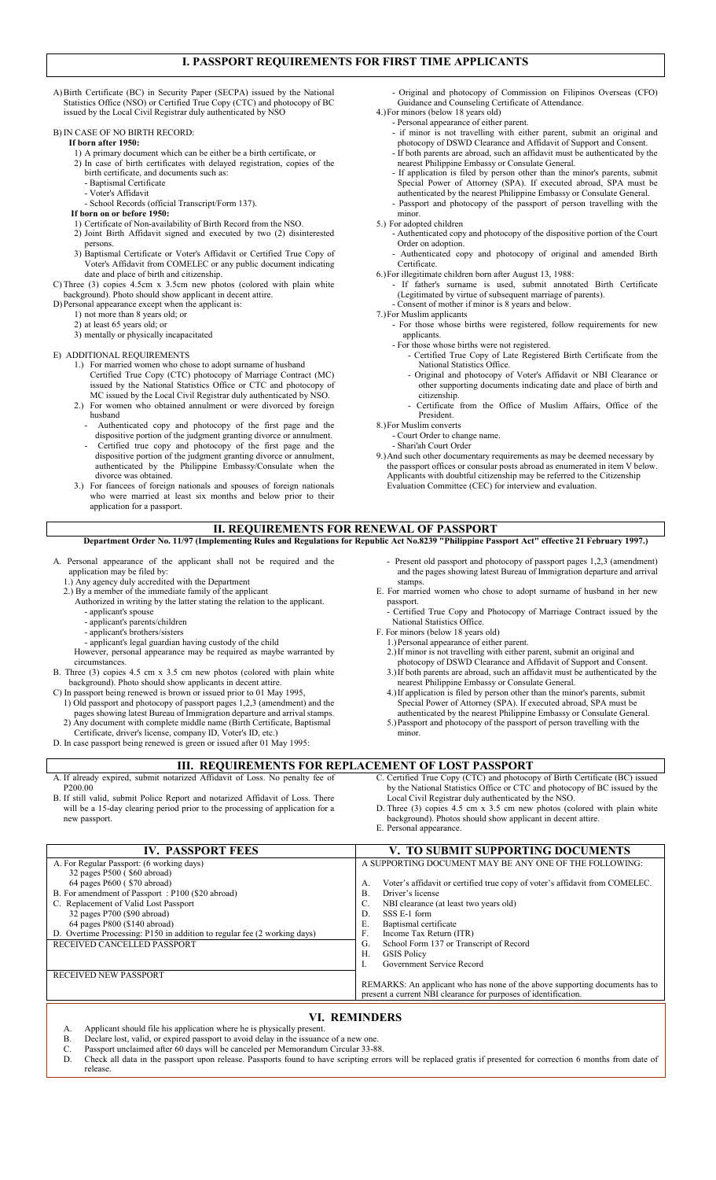## I. PASSPORT REQUIREMENTS FOR FIRST TIME APPLICANTS

A) Birth Certificate (BC) in Security Paper (SECPA) issued by the National Statistics Office (NSO) or Certified True Copy (CTC) and photocopy of BC issued by the Local Civil Registrar duly authenticated by NSO

B) IN CASE OF NO BIRTH RECORD:

**If born after 1950:**

1) A primary document which can be either be a birth certificate, or
2) In case of birth certificates with delayed registration, copies of the birth certificate, and documents such as:
   - Baptismal Certificate
   - Voter's Affidavit
   - School Records (official Transcript/Form 137).

**If born on or before 1950:**

1) Certificate of Non-availability of Birth Record from the NSO.
2) Joint Birth Affidavit signed and executed by two (2) disinterested persons.
3) Baptismal Certificate or Voter's Affidavit or Certified True Copy of Voter's Affidavit from COMELEC or any public document indicating date and place of birth and citizenship.

C) Three (3) copies 4.5cm x 3.5cm new photos (colored with plain white background). Photo should show applicant in decent attire.

D) Personal appearance except when the applicant is:

1) not more than 8 years old; or
2) at least 65 years old; or
3) mentally or physically incapacitated

E) ADDITIONAL REQUIREMENTS

1.) For married women who chose to adopt surname of husband
Certified True Copy (CTC) photocopy of Marriage Contract (MC) issued by the National Statistics Office or CTC and photocopy of MC issued by the Local Civil Registrar duly authenticated by NSO.

2.) For women who obtained annulment or were divorced by foreign husband
   - Authenticated copy and photocopy of the first page and the dispositive portion of the judgment granting divorce or annulment.
   - Certified true copy and photocopy of the first page and the dispositive portion of the judgment granting divorce or annulment, authenticated by the Philippine Embassy/Consulate when the divorce was obtained.

3.) For fiancees of foreign nationals and spouses of foreign nationals who were married at least six months and below prior to their application for a passport.
   - Original and photocopy of Commission on Filipinos Overseas (CFO) Guidance and Counseling Certificate of Attendance.

4.) For minors (below 18 years old)
   - Personal appearance of either parent.
   - if minor is not travelling with either parent, submit an original and photocopy of DSWD Clearance and Affidavit of Support and Consent.
   - If both parents are abroad, such an affidavit must be authenticated by the nearest Philippine Embassy or Consulate General.
   - If application is filed by person other than the minor's parents, submit Special Power of Attorney (SPA). If executed abroad, SPA must be authenticated by the nearest Philippine Embassy or Consulate General.
   - Passport and photocopy of the passport of person travelling with the minor.

5.) For adopted children
   - Authenticated copy and photocopy of the dispositive portion of the Court Order on adoption.
   - Authenticated copy and photocopy of original and amended Birth Certificate.

6.) For illegitimate children born after August 13, 1988:
   - If father's surname is used, submit annotated Birth Certificate (Legitimated by virtue of subsequent marriage of parents).
   - Consent of mother if minor is 8 years and below.

7.) For Muslim applicants
   - For those whose births were registered, follow requirements for new applicants.
   - For those whose births were not registered.
     - Certified True Copy of Late Registered Birth Certificate from the National Statistics Office.
     - Original and photocopy of Voter's Affidavit or NBI Clearance or other supporting documents indicating date and place of birth and citizenship.
     - Certificate from the Office of Muslim Affairs, Office of the President.

8.) For Muslim converts
   - Court Order to change name.
   - Shari'ah Court Order

9.) And such other documentary requirements as may be deemed necessary by the passport offices or consular posts abroad as enumerated in item V below. Applicants with doubtful citizenship may be referred to the Citizenship Evaluation Committee (CEC) for interview and evaluation.

## II. REQUIREMENTS FOR RENEWAL OF PASSPORT

**Department Order No. 11/97 (Implementing Rules and Regulations for Republic Act No.8239 "Philippine Passport Act" effective 21 February 1997.)**

A. Personal appearance of the applicant shall not be required and the application may be filed by:

1.) Any agency duly accredited with the Department
2.) By a member of the immediate family of the applicant
Authorized in writing by the latter stating the relation to the applicant.
   - applicant's spouse
   - applicant's parents/children
   - applicant's brothers/sisters
   - applicant's legal guardian having custody of the child

However, personal appearance may be required as maybe warranted by circumstances.

B. Three (3) copies 4.5 cm x 3.5 cm new photos (colored with plain white background). Photo should show applicants in decent attire.

C) In passport being renewed is brown or issued prior to 01 May 1995,

1) Old passport and photocopy of passport pages 1,2,3 (amendment) and the pages showing latest Bureau of Immigration departure and arrival stamps.
2) Any document with complete middle name (Birth Certificate, Baptismal Certificate, driver's license, company ID, Voter's ID, etc.)

D. In case passport being renewed is green or issued after 01 May 1995:
   - Present old passport and photocopy of passport pages 1,2,3 (amendment) and the pages showing latest Bureau of Immigration departure and arrival stamps.

E. For married women who chose to adopt surname of husband in her new passport.
   - Certified True Copy and Photocopy of Marriage Contract issued by the National Statistics Office.

F. For minors (below 18 years old)

1.) Personal appearance of either parent.
2.) If minor is not travelling with either parent, submit an original and photocopy of DSWD Clearance and Affidavit of Support and Consent.
3.) If both parents are abroad, such an affidavit must be authenticated by the nearest Philippine Embassy or Consulate General.
4.) If application is filed by person other than the minor's parents, submit Special Power of Attorney (SPA). If executed abroad, SPA must be authenticated by the nearest Philippine Embassy or Consulate General.
5.) Passport and photocopy of the passport of person travelling with the minor.

## III. REQUIREMENTS FOR REPLACEMENT OF LOST PASSPORT

A. If already expired, submit notarized Affidavit of Loss. No penalty fee of P200.00

B. If still valid, submit Police Report and notarized Affidavit of Loss. There will be a 15-day clearing period prior to the processing of application for a new passport.

C. Certified True Copy (CTC) and photocopy of Birth Certificate (BC) issued by the National Statistics Office (NSO) or CTC and photocopy of BC issued by the Local Civil Registrar duly authenticated by the NSO.

D. Three (3) copies 4.5 cm x 3.5 cm new photos (colored with plain white background). Photos should show applicant in decent attire.

E. Personal appearance.

| IV. PASSPORT FEES | V. TO SUBMIT SUPPORTING DOCUMENTS |
|---|---|
| A. For Regular Passport: (6 working days)<br>32 pages P500 ( $60 abroad)<br>64 pages P600 ( $70 abroad)<br>B. For amendment of Passport : P100 ($20 abroad)<br>C. Replacement of Valid Lost Passport<br>32 pages P700 ($90 abroad)<br>64 pages P800 ($140 abroad)<br>D. Overtime Processing: P150 in addition to regular fee (2 working days) | A SUPPORTING DOCUMENT MAY BE ANY ONE OF THE FOLLOWING:<br>A. Voter's affidavit or certified true copy of voter's affidavit from COMELEC.<br>B. Driver's license<br>C. NBI clearance (at least two years old)<br>D. SSS E-1 form<br>E. Baptismal certificate<br>F. Income Tax Return (ITR)<br>G. School Form 137 or Transcript of Record<br>H. GSIS Policy<br>I. Government Service Record |
| RECEIVED CANCELLED PASSPORT | |
| RECEIVED NEW PASSPORT | REMARKS: An applicant who has none of the above supporting documents has to present a current NBI clearance for purposes of identification. |

## VI. REMINDERS

A. Applicant should file his application where he is physically present.
B. Declare lost, valid, or expired passport to avoid delay in the issuance of a new one.
C. Passport unclaimed after 60 days will be canceled per Memorandum Circular 33-88.
D. Check all data in the passport upon release. Passports found to have scripting errors will be replaced gratis if presented for correction 6 months from date of release.